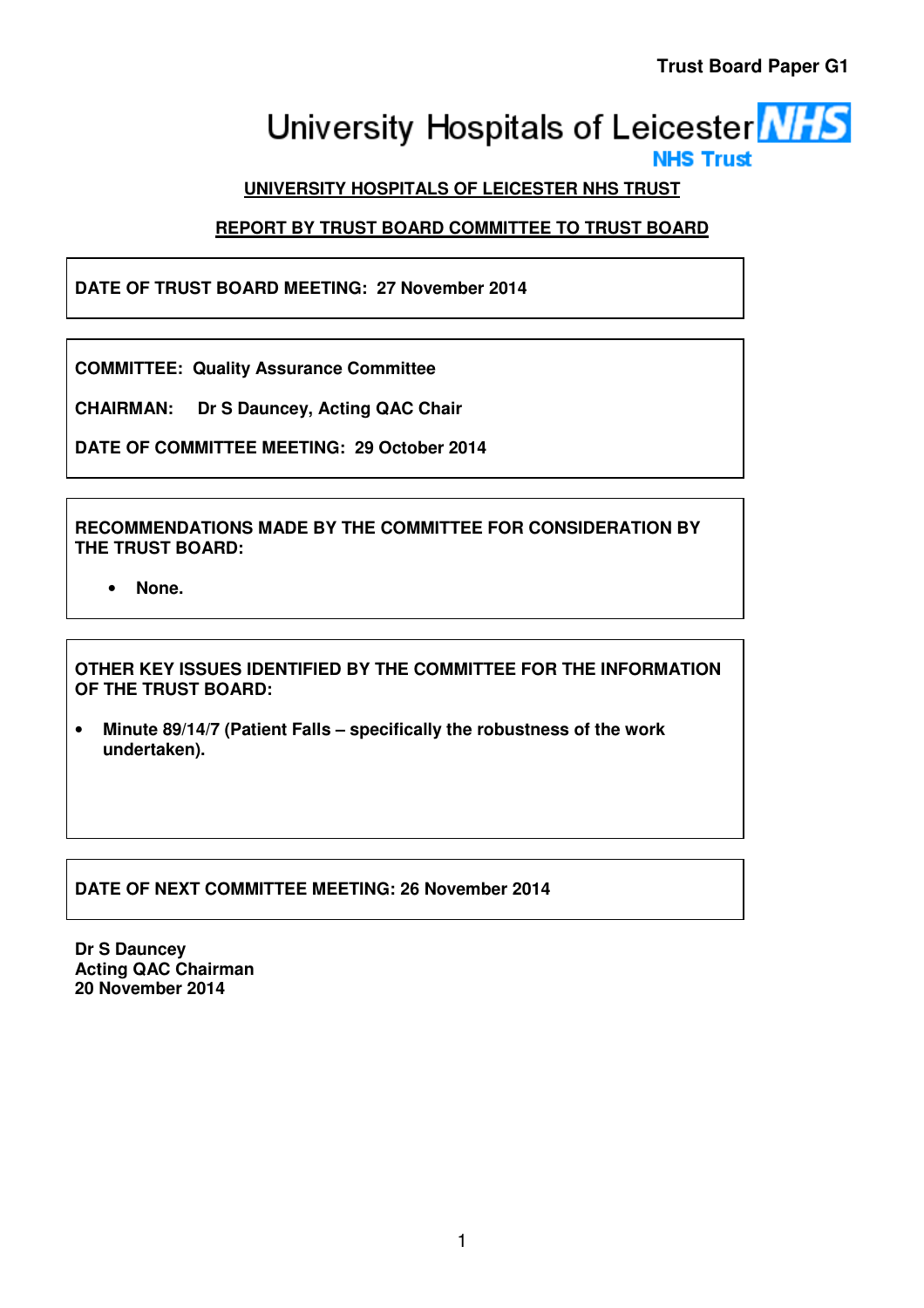**Trust Board Paper G1**

University Hospitals of Leicester NHS Trust

## UNIVERSITY HOSPITALS OF LEICESTER NHS TRUST

## REPORT BY TRUST BOARD COMMITTEE TO TRUST BOARD

**DATE OF TRUST BOARD MEETING: 27 November 2014**

**COMMITTEE: Quality Assurance Committee**

**CHAIRMAN: Dr S Dauncey, Acting QAC Chair**

**DATE OF COMMITTEE MEETING: 29 October 2014**

**RECOMMENDATIONS MADE BY THE COMMITTEE FOR CONSIDERATION BY THE TRUST BOARD:**

- **None.**

**OTHER KEY ISSUES IDENTIFIED BY THE COMMITTEE FOR THE INFORMATION OF THE TRUST BOARD:**

- **Minute 89/14/7 (Patient Falls – specifically the robustness of the work undertaken).**

**DATE OF NEXT COMMITTEE MEETING: 26 November 2014**

**Dr S Dauncey**
**Acting QAC Chairman**
**20 November 2014**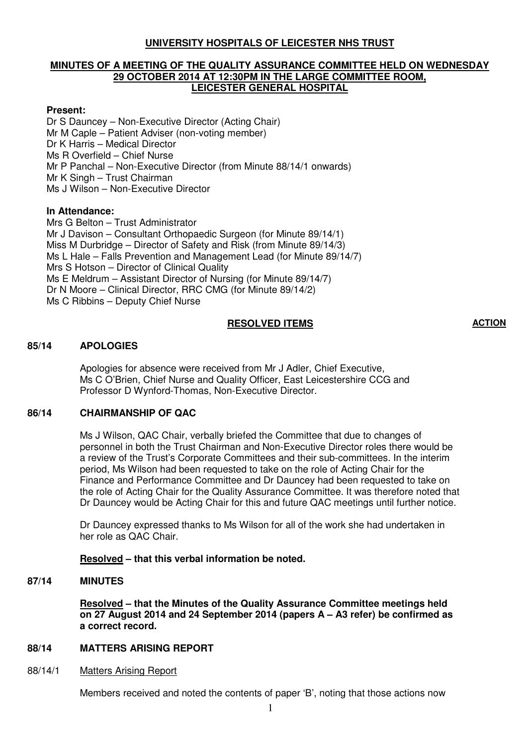**UNIVERSITY HOSPITALS OF LEICESTER NHS TRUST**

**MINUTES OF A MEETING OF THE QUALITY ASSURANCE COMMITTEE HELD ON WEDNESDAY 29 OCTOBER 2014 AT 12:30PM IN THE LARGE COMMITTEE ROOM, LEICESTER GENERAL HOSPITAL**

**Present:**

Dr S Dauncey – Non-Executive Director (Acting Chair)
Mr M Caple – Patient Adviser (non-voting member)
Dr K Harris – Medical Director
Ms R Overfield – Chief Nurse
Mr P Panchal – Non-Executive Director (from Minute 88/14/1 onwards)
Mr K Singh – Trust Chairman
Ms J Wilson – Non-Executive Director

**In Attendance:**

Mrs G Belton – Trust Administrator
Mr J Davison – Consultant Orthopaedic Surgeon (for Minute 89/14/1)
Miss M Durbridge – Director of Safety and Risk (from Minute 89/14/3)
Ms L Hale – Falls Prevention and Management Lead (for Minute 89/14/7)
Mrs S Hotson – Director of Clinical Quality
Ms E Meldrum – Assistant Director of Nursing (for Minute 89/14/7)
Dr N Moore – Clinical Director, RRC CMG (for Minute 89/14/2)
Ms C Ribbins – Deputy Chief Nurse

**RESOLVED ITEMS** **ACTION**

**85/14 APOLOGIES**

Apologies for absence were received from Mr J Adler, Chief Executive, Ms C O'Brien, Chief Nurse and Quality Officer, East Leicestershire CCG and Professor D Wynford-Thomas, Non-Executive Director.

**86/14 CHAIRMANSHIP OF QAC**

Ms J Wilson, QAC Chair, verbally briefed the Committee that due to changes of personnel in both the Trust Chairman and Non-Executive Director roles there would be a review of the Trust's Corporate Committees and their sub-committees. In the interim period, Ms Wilson had been requested to take on the role of Acting Chair for the Finance and Performance Committee and Dr Dauncey had been requested to take on the role of Acting Chair for the Quality Assurance Committee. It was therefore noted that Dr Dauncey would be Acting Chair for this and future QAC meetings until further notice.

Dr Dauncey expressed thanks to Ms Wilson for all of the work she had undertaken in her role as QAC Chair.

**Resolved – that this verbal information be noted.**

**87/14 MINUTES**

**Resolved – that the Minutes of the Quality Assurance Committee meetings held on 27 August 2014 and 24 September 2014 (papers A – A3 refer) be confirmed as a correct record.**

**88/14 MATTERS ARISING REPORT**

88/14/1 Matters Arising Report

Members received and noted the contents of paper 'B', noting that those actions now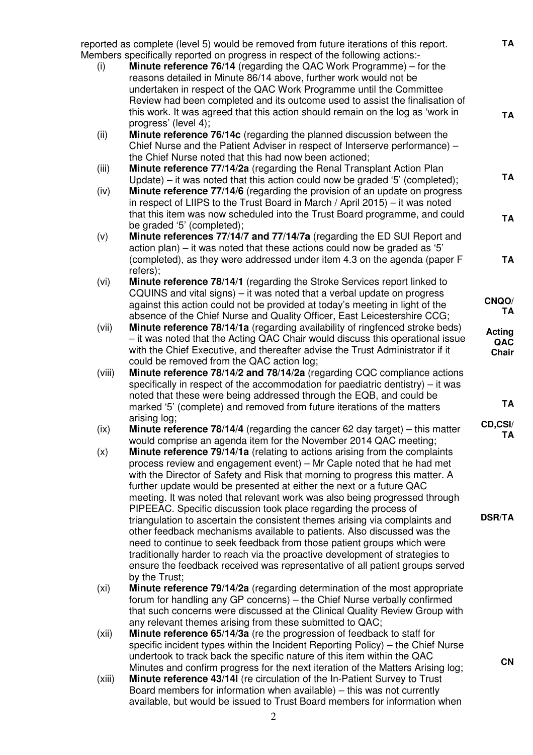reported as complete (level 5) would be removed from future iterations of this report. Members specifically reported on progress in respect of the following actions:- **TA**

(i) **Minute reference 76/14** (regarding the QAC Work Programme) – for the reasons detailed in Minute 86/14 above, further work would not be undertaken in respect of the QAC Work Programme until the Committee Review had been completed and its outcome used to assist the finalisation of this work. It was agreed that this action should remain on the log as 'work in progress' (level 4); **TA**

(ii) **Minute reference 76/14c** (regarding the planned discussion between the Chief Nurse and the Patient Adviser in respect of Interserve performance) – the Chief Nurse noted that this had now been actioned;

(iii) **Minute reference 77/14/2a** (regarding the Renal Transplant Action Plan Update) – it was noted that this action could now be graded '5' (completed); **TA**

(iv) **Minute reference 77/14/6** (regarding the provision of an update on progress in respect of LIIPS to the Trust Board in March / April 2015) – it was noted that this item was now scheduled into the Trust Board programme, and could be graded '5' (completed); **TA**

(v) **Minute references 77/14/7 and 77/14/7a** (regarding the ED SUI Report and action plan) – it was noted that these actions could now be graded as '5' (completed), as they were addressed under item 4.3 on the agenda (paper F refers); **TA**

(vi) **Minute reference 78/14/1** (regarding the Stroke Services report linked to CQUINS and vital signs) – it was noted that a verbal update on progress against this action could not be provided at today's meeting in light of the absence of the Chief Nurse and Quality Officer, East Leicestershire CCG; **CNQO/ TA**

(vii) **Minute reference 78/14/1a** (regarding availability of ringfenced stroke beds) – it was noted that the Acting QAC Chair would discuss this operational issue with the Chief Executive, and thereafter advise the Trust Administrator if it could be removed from the QAC action log; **Acting QAC Chair**

(viii) **Minute reference 78/14/2 and 78/14/2a** (regarding CQC compliance actions specifically in respect of the accommodation for paediatric dentistry) – it was noted that these were being addressed through the EQB, and could be marked '5' (complete) and removed from future iterations of the matters arising log; **TA**

(ix) **Minute reference 78/14/4** (regarding the cancer 62 day target) – this matter would comprise an agenda item for the November 2014 QAC meeting; **CD,CSI/ TA**

(x) **Minute reference 79/14/1a** (relating to actions arising from the complaints process review and engagement event) – Mr Caple noted that he had met with the Director of Safety and Risk that morning to progress this matter. A further update would be presented at either the next or a future QAC meeting. It was noted that relevant work was also being progressed through PIPEEAC. Specific discussion took place regarding the process of triangulation to ascertain the consistent themes arising via complaints and other feedback mechanisms available to patients. Also discussed was the need to continue to seek feedback from those patient groups which were traditionally harder to reach via the proactive development of strategies to ensure the feedback received was representative of all patient groups served by the Trust; **DSR/TA**

(xi) **Minute reference 79/14/2a** (regarding determination of the most appropriate forum for handling any GP concerns) – the Chief Nurse verbally confirmed that such concerns were discussed at the Clinical Quality Review Group with any relevant themes arising from these submitted to QAC;

(xii) **Minute reference 65/14/3a** (re the progression of feedback to staff for specific incident types within the Incident Reporting Policy) – the Chief Nurse undertook to track back the specific nature of this item within the QAC Minutes and confirm progress for the next iteration of the Matters Arising log; **CN**

(xiii) **Minute reference 43/14l** (re circulation of the In-Patient Survey to Trust Board members for information when available) – this was not currently available, but would be issued to Trust Board members for information when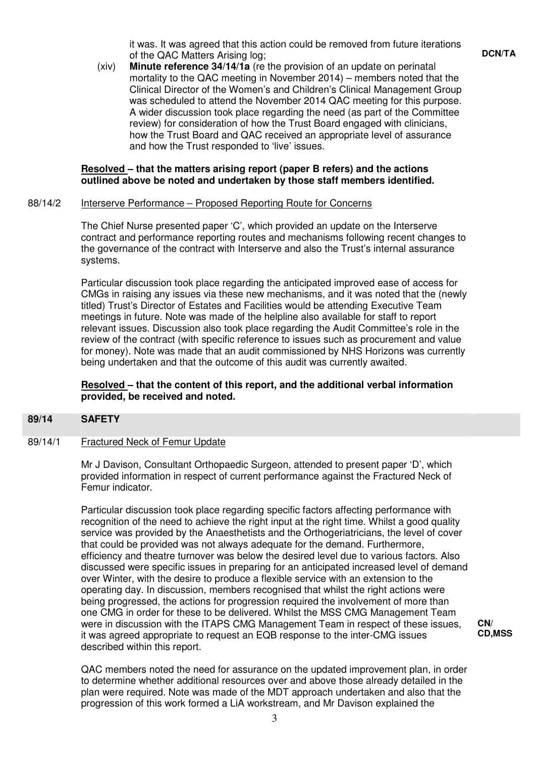it was. It was agreed that this action could be removed from future iterations of the QAC Matters Arising log; **DCN/TA**

(xiv) **Minute reference 34/14/1a** (re the provision of an update on perinatal mortality to the QAC meeting in November 2014) – members noted that the Clinical Director of the Women's and Children's Clinical Management Group was scheduled to attend the November 2014 QAC meeting for this purpose. A wider discussion took place regarding the need (as part of the Committee review) for consideration of how the Trust Board engaged with clinicians, how the Trust Board and QAC received an appropriate level of assurance and how the Trust responded to 'live' issues.

**Resolved – that the matters arising report (paper B refers) and the actions outlined above be noted and undertaken by those staff members identified.**

88/14/2 Interserve Performance – Proposed Reporting Route for Concerns

The Chief Nurse presented paper 'C', which provided an update on the Interserve contract and performance reporting routes and mechanisms following recent changes to the governance of the contract with Interserve and also the Trust's internal assurance systems.

Particular discussion took place regarding the anticipated improved ease of access for CMGs in raising any issues via these new mechanisms, and it was noted that the (newly titled) Trust's Director of Estates and Facilities would be attending Executive Team meetings in future. Note was made of the helpline also available for staff to report relevant issues. Discussion also took place regarding the Audit Committee's role in the review of the contract (with specific reference to issues such as procurement and value for money). Note was made that an audit commissioned by NHS Horizons was currently being undertaken and that the outcome of this audit was currently awaited.

**Resolved – that the content of this report, and the additional verbal information provided, be received and noted.**

## 89/14 SAFETY

89/14/1 Fractured Neck of Femur Update

Mr J Davison, Consultant Orthopaedic Surgeon, attended to present paper 'D', which provided information in respect of current performance against the Fractured Neck of Femur indicator.

Particular discussion took place regarding specific factors affecting performance with recognition of the need to achieve the right input at the right time. Whilst a good quality service was provided by the Anaesthetists and the Orthogeriatricians, the level of cover that could be provided was not always adequate for the demand. Furthermore, efficiency and theatre turnover was below the desired level due to various factors. Also discussed were specific issues in preparing for an anticipated increased level of demand over Winter, with the desire to produce a flexible service with an extension to the operating day. In discussion, members recognised that whilst the right actions were being progressed, the actions for progression required the involvement of more than one CMG in order for these to be delivered. Whilst the MSS CMG Management Team were in discussion with the ITAPS CMG Management Team in respect of these issues, it was agreed appropriate to request an EQB response to the inter-CMG issues described within this report. **CN/ CD,MSS**

QAC members noted the need for assurance on the updated improvement plan, in order to determine whether additional resources over and above those already detailed in the plan were required. Note was made of the MDT approach undertaken and also that the progression of this work formed a LiA workstream, and Mr Davison explained the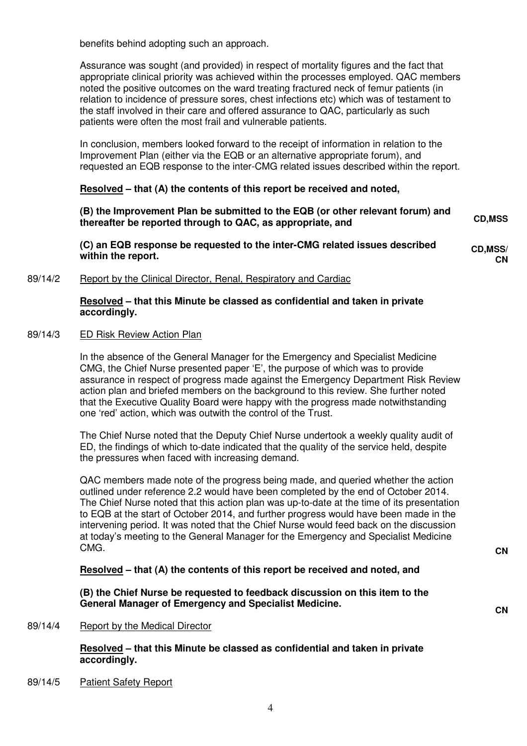benefits behind adopting such an approach.

Assurance was sought (and provided) in respect of mortality figures and the fact that appropriate clinical priority was achieved within the processes employed. QAC members noted the positive outcomes on the ward treating fractured neck of femur patients (in relation to incidence of pressure sores, chest infections etc) which was of testament to the staff involved in their care and offered assurance to QAC, particularly as such patients were often the most frail and vulnerable patients.

In conclusion, members looked forward to the receipt of information in relation to the Improvement Plan (either via the EQB or an alternative appropriate forum), and requested an EQB response to the inter-CMG related issues described within the report.

**<u>Resolved</u> – that (A) the contents of this report be received and noted,**

**(B) the Improvement Plan be submitted to the EQB (or other relevant forum) and thereafter be reported through to QAC, as appropriate, and** — **CD,MSS**

**(C) an EQB response be requested to the inter-CMG related issues described within the report.** — **CD,MSS/CN**

89/14/2 <u>Report by the Clinical Director, Renal, Respiratory and Cardiac</u>

**<u>Resolved</u> – that this Minute be classed as confidential and taken in private accordingly.**

89/14/3 <u>ED Risk Review Action Plan</u>

In the absence of the General Manager for the Emergency and Specialist Medicine CMG, the Chief Nurse presented paper 'E', the purpose of which was to provide assurance in respect of progress made against the Emergency Department Risk Review action plan and briefed members on the background to this review. She further noted that the Executive Quality Board were happy with the progress made notwithstanding one 'red' action, which was outwith the control of the Trust.

The Chief Nurse noted that the Deputy Chief Nurse undertook a weekly quality audit of ED, the findings of which to-date indicated that the quality of the service held, despite the pressures when faced with increasing demand.

QAC members made note of the progress being made, and queried whether the action outlined under reference 2.2 would have been completed by the end of October 2014. The Chief Nurse noted that this action plan was up-to-date at the time of its presentation to EQB at the start of October 2014, and further progress would have been made in the intervening period. It was noted that the Chief Nurse would feed back on the discussion at today's meeting to the General Manager for the Emergency and Specialist Medicine CMG. — **CN**

**<u>Resolved</u> – that (A) the contents of this report be received and noted, and**

**(B) the Chief Nurse be requested to feedback discussion on this item to the General Manager of Emergency and Specialist Medicine.** — **CN**

89/14/4 <u>Report by the Medical Director</u>

**<u>Resolved</u> – that this Minute be classed as confidential and taken in private accordingly.**

89/14/5 <u>Patient Safety Report</u>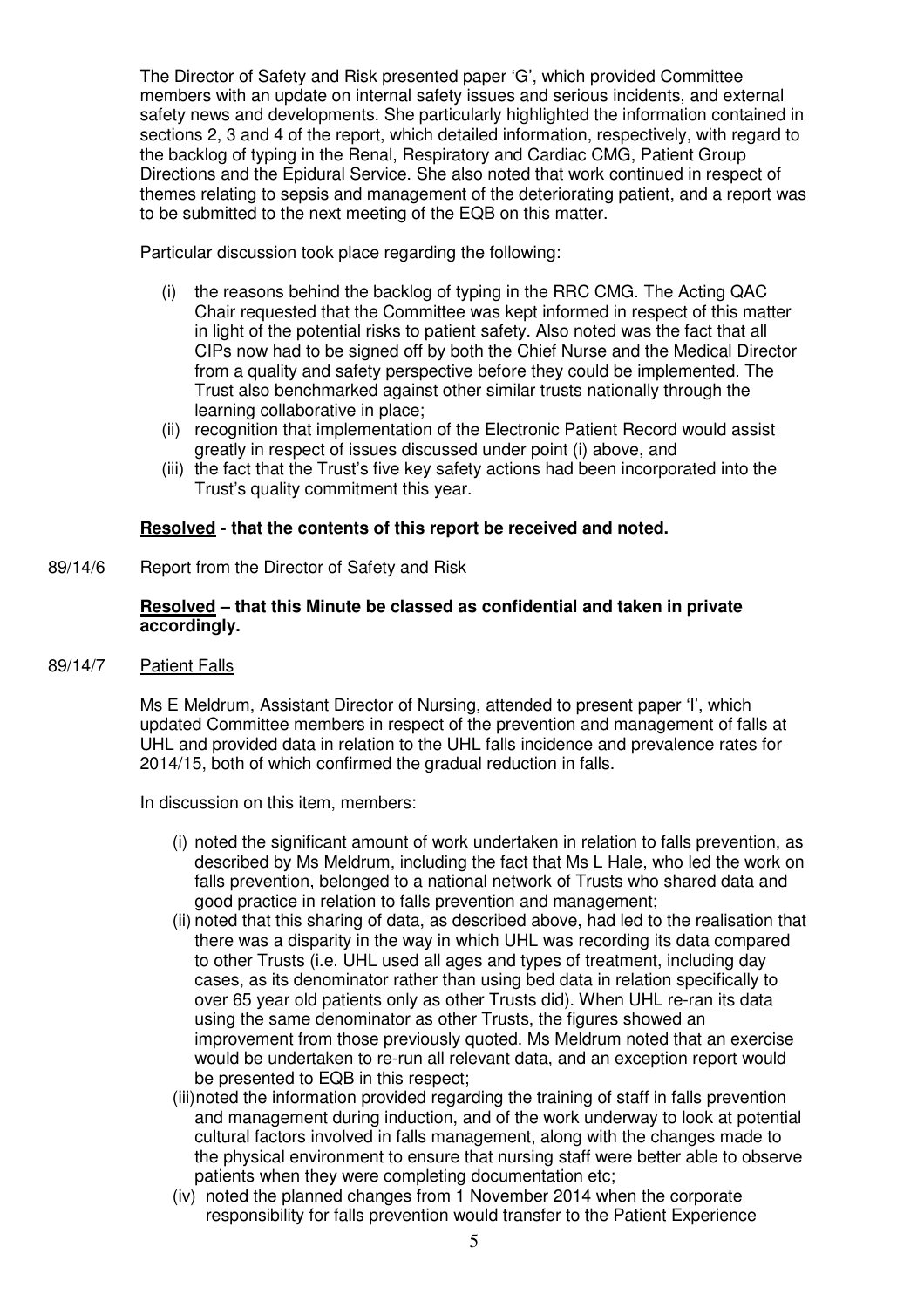The Director of Safety and Risk presented paper 'G', which provided Committee members with an update on internal safety issues and serious incidents, and external safety news and developments. She particularly highlighted the information contained in sections 2, 3 and 4 of the report, which detailed information, respectively, with regard to the backlog of typing in the Renal, Respiratory and Cardiac CMG, Patient Group Directions and the Epidural Service. She also noted that work continued in respect of themes relating to sepsis and management of the deteriorating patient, and a report was to be submitted to the next meeting of the EQB on this matter.

Particular discussion took place regarding the following:

(i) the reasons behind the backlog of typing in the RRC CMG. The Acting QAC Chair requested that the Committee was kept informed in respect of this matter in light of the potential risks to patient safety. Also noted was the fact that all CIPs now had to be signed off by both the Chief Nurse and the Medical Director from a quality and safety perspective before they could be implemented. The Trust also benchmarked against other similar trusts nationally through the learning collaborative in place;

(ii) recognition that implementation of the Electronic Patient Record would assist greatly in respect of issues discussed under point (i) above, and

(iii) the fact that the Trust's five key safety actions had been incorporated into the Trust's quality commitment this year.

**Resolved - that the contents of this report be received and noted.**

89/14/6 Report from the Director of Safety and Risk

**Resolved – that this Minute be classed as confidential and taken in private accordingly.**

89/14/7 Patient Falls

Ms E Meldrum, Assistant Director of Nursing, attended to present paper 'I', which updated Committee members in respect of the prevention and management of falls at UHL and provided data in relation to the UHL falls incidence and prevalence rates for 2014/15, both of which confirmed the gradual reduction in falls.

In discussion on this item, members:

(i) noted the significant amount of work undertaken in relation to falls prevention, as described by Ms Meldrum, including the fact that Ms L Hale, who led the work on falls prevention, belonged to a national network of Trusts who shared data and good practice in relation to falls prevention and management;

(ii) noted that this sharing of data, as described above, had led to the realisation that there was a disparity in the way in which UHL was recording its data compared to other Trusts (i.e. UHL used all ages and types of treatment, including day cases, as its denominator rather than using bed data in relation specifically to over 65 year old patients only as other Trusts did). When UHL re-ran its data using the same denominator as other Trusts, the figures showed an improvement from those previously quoted. Ms Meldrum noted that an exercise would be undertaken to re-run all relevant data, and an exception report would be presented to EQB in this respect;

(iii) noted the information provided regarding the training of staff in falls prevention and management during induction, and of the work underway to look at potential cultural factors involved in falls management, along with the changes made to the physical environment to ensure that nursing staff were better able to observe patients when they were completing documentation etc;

(iv) noted the planned changes from 1 November 2014 when the corporate responsibility for falls prevention would transfer to the Patient Experience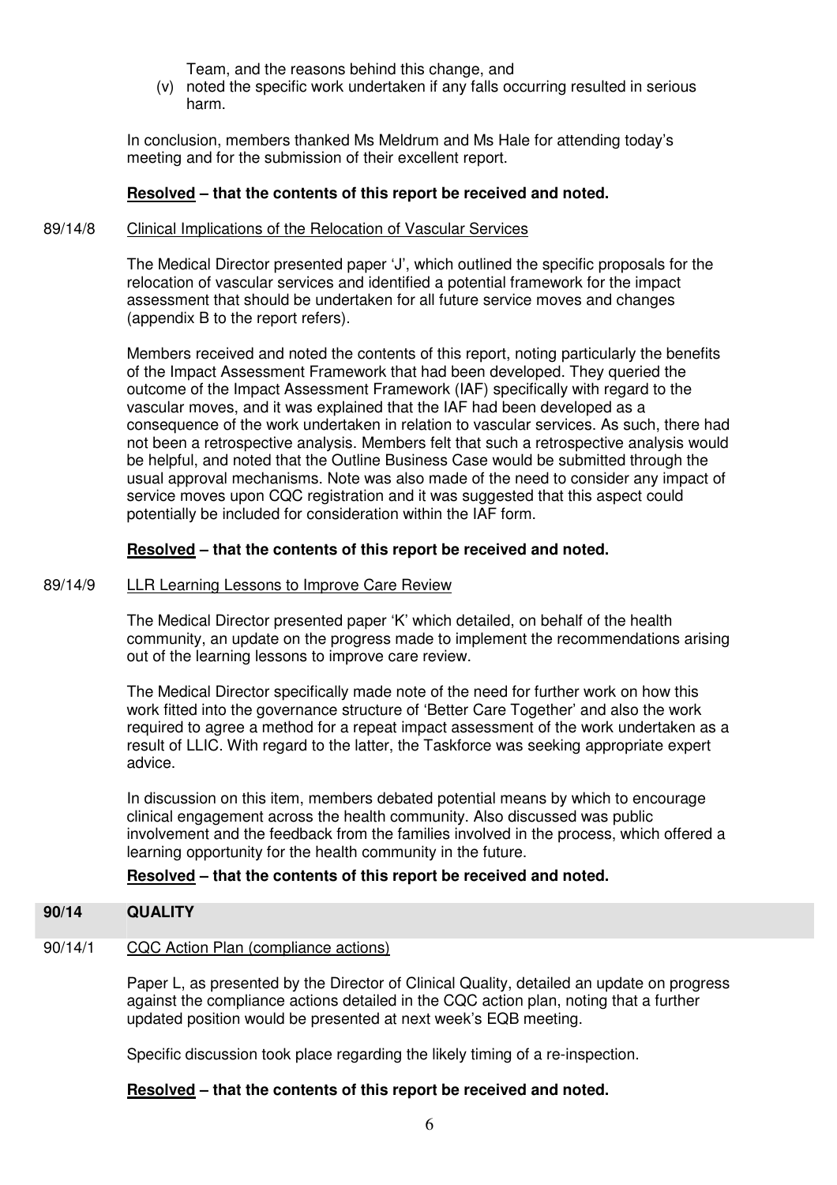Team, and the reasons behind this change, and

(v) noted the specific work undertaken if any falls occurring resulted in serious harm.

In conclusion, members thanked Ms Meldrum and Ms Hale for attending today's meeting and for the submission of their excellent report.

**Resolved – that the contents of this report be received and noted.**

89/14/8 Clinical Implications of the Relocation of Vascular Services

The Medical Director presented paper 'J', which outlined the specific proposals for the relocation of vascular services and identified a potential framework for the impact assessment that should be undertaken for all future service moves and changes (appendix B to the report refers).

Members received and noted the contents of this report, noting particularly the benefits of the Impact Assessment Framework that had been developed. They queried the outcome of the Impact Assessment Framework (IAF) specifically with regard to the vascular moves, and it was explained that the IAF had been developed as a consequence of the work undertaken in relation to vascular services. As such, there had not been a retrospective analysis. Members felt that such a retrospective analysis would be helpful, and noted that the Outline Business Case would be submitted through the usual approval mechanisms. Note was also made of the need to consider any impact of service moves upon CQC registration and it was suggested that this aspect could potentially be included for consideration within the IAF form.

**Resolved – that the contents of this report be received and noted.**

89/14/9 LLR Learning Lessons to Improve Care Review

The Medical Director presented paper 'K' which detailed, on behalf of the health community, an update on the progress made to implement the recommendations arising out of the learning lessons to improve care review.

The Medical Director specifically made note of the need for further work on how this work fitted into the governance structure of 'Better Care Together' and also the work required to agree a method for a repeat impact assessment of the work undertaken as a result of LLIC. With regard to the latter, the Taskforce was seeking appropriate expert advice.

In discussion on this item, members debated potential means by which to encourage clinical engagement across the health community. Also discussed was public involvement and the feedback from the families involved in the process, which offered a learning opportunity for the health community in the future.

**Resolved – that the contents of this report be received and noted.**

## 90/14 QUALITY

90/14/1 CQC Action Plan (compliance actions)

Paper L, as presented by the Director of Clinical Quality, detailed an update on progress against the compliance actions detailed in the CQC action plan, noting that a further updated position would be presented at next week's EQB meeting.

Specific discussion took place regarding the likely timing of a re-inspection.

**Resolved – that the contents of this report be received and noted.**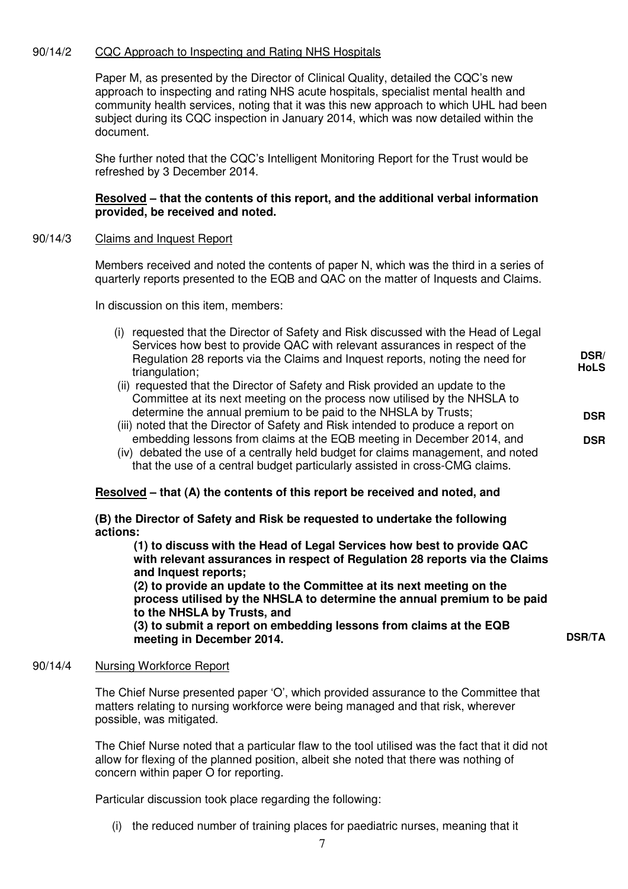90/14/2 CQC Approach to Inspecting and Rating NHS Hospitals

Paper M, as presented by the Director of Clinical Quality, detailed the CQC's new approach to inspecting and rating NHS acute hospitals, specialist mental health and community health services, noting that it was this new approach to which UHL had been subject during its CQC inspection in January 2014, which was now detailed within the document.

She further noted that the CQC's Intelligent Monitoring Report for the Trust would be refreshed by 3 December 2014.

**Resolved – that the contents of this report, and the additional verbal information provided, be received and noted.**

90/14/3 Claims and Inquest Report

Members received and noted the contents of paper N, which was the third in a series of quarterly reports presented to the EQB and QAC on the matter of Inquests and Claims.

In discussion on this item, members:

(i) requested that the Director of Safety and Risk discussed with the Head of Legal Services how best to provide QAC with relevant assurances in respect of the Regulation 28 reports via the Claims and Inquest reports, noting the need for triangulation; **DSR/ HoLS**

(ii) requested that the Director of Safety and Risk provided an update to the Committee at its next meeting on the process now utilised by the NHSLA to determine the annual premium to be paid to the NHSLA by Trusts; **DSR**

(iii) noted that the Director of Safety and Risk intended to produce a report on embedding lessons from claims at the EQB meeting in December 2014, and **DSR**

(iv) debated the use of a centrally held budget for claims management, and noted that the use of a central budget particularly assisted in cross-CMG claims.

**Resolved – that (A) the contents of this report be received and noted, and**

**(B) the Director of Safety and Risk be requested to undertake the following actions:**

**(1) to discuss with the Head of Legal Services how best to provide QAC with relevant assurances in respect of Regulation 28 reports via the Claims and Inquest reports;**

**(2) to provide an update to the Committee at its next meeting on the process utilised by the NHSLA to determine the annual premium to be paid to the NHSLA by Trusts, and**

**(3) to submit a report on embedding lessons from claims at the EQB meeting in December 2014.** **DSR/TA**

90/14/4 Nursing Workforce Report

The Chief Nurse presented paper 'O', which provided assurance to the Committee that matters relating to nursing workforce were being managed and that risk, wherever possible, was mitigated.

The Chief Nurse noted that a particular flaw to the tool utilised was the fact that it did not allow for flexing of the planned position, albeit she noted that there was nothing of concern within paper O for reporting.

Particular discussion took place regarding the following:

(i) the reduced number of training places for paediatric nurses, meaning that it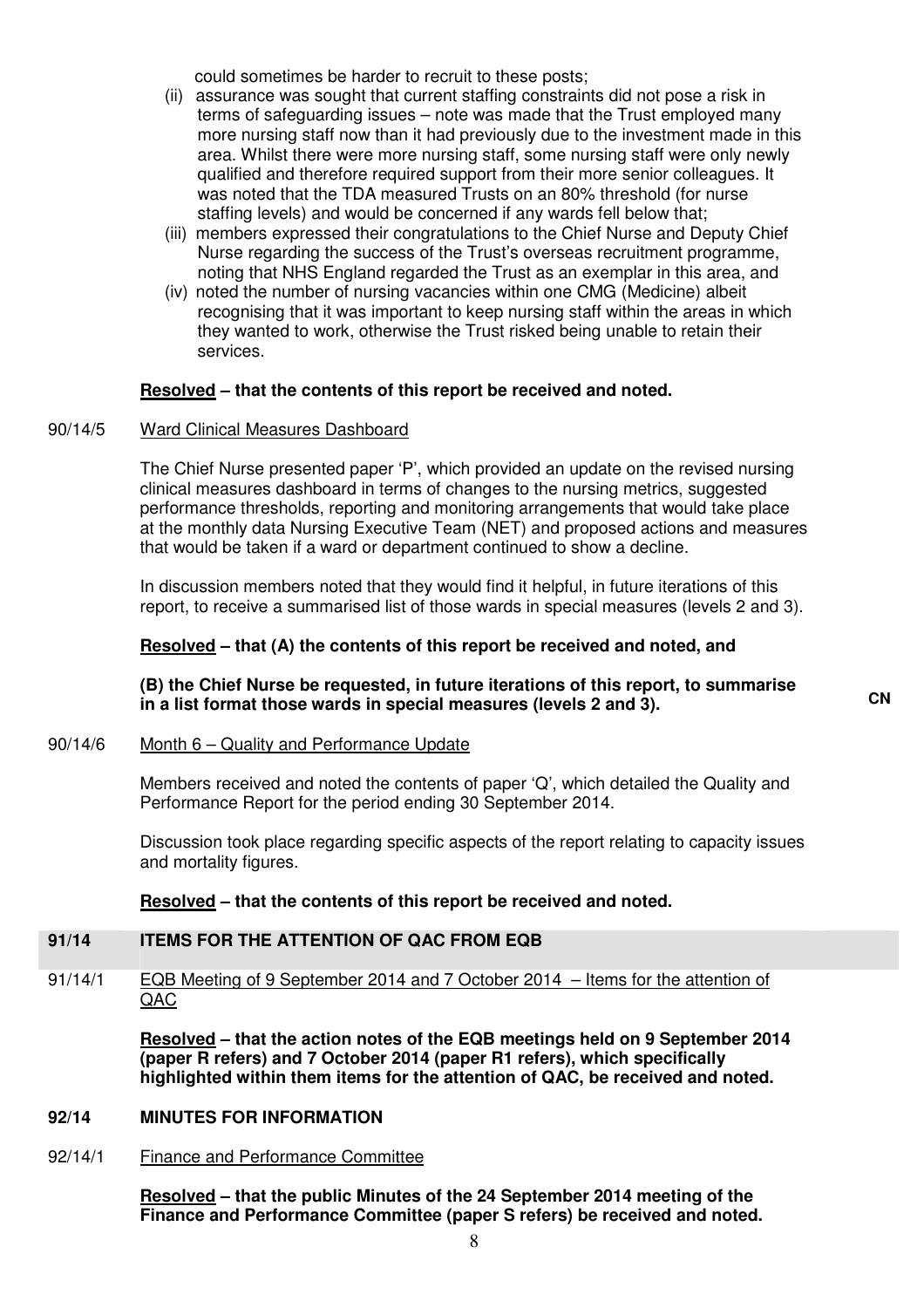could sometimes be harder to recruit to these posts;

(ii) assurance was sought that current staffing constraints did not pose a risk in terms of safeguarding issues – note was made that the Trust employed many more nursing staff now than it had previously due to the investment made in this area. Whilst there were more nursing staff, some nursing staff were only newly qualified and therefore required support from their more senior colleagues. It was noted that the TDA measured Trusts on an 80% threshold (for nurse staffing levels) and would be concerned if any wards fell below that;

(iii) members expressed their congratulations to the Chief Nurse and Deputy Chief Nurse regarding the success of the Trust's overseas recruitment programme, noting that NHS England regarded the Trust as an exemplar in this area, and

(iv) noted the number of nursing vacancies within one CMG (Medicine) albeit recognising that it was important to keep nursing staff within the areas in which they wanted to work, otherwise the Trust risked being unable to retain their services.

**Resolved – that the contents of this report be received and noted.**

90/14/5 Ward Clinical Measures Dashboard

The Chief Nurse presented paper 'P', which provided an update on the revised nursing clinical measures dashboard in terms of changes to the nursing metrics, suggested performance thresholds, reporting and monitoring arrangements that would take place at the monthly data Nursing Executive Team (NET) and proposed actions and measures that would be taken if a ward or department continued to show a decline.

In discussion members noted that they would find it helpful, in future iterations of this report, to receive a summarised list of those wards in special measures (levels 2 and 3).

**Resolved – that (A) the contents of this report be received and noted, and**

**(B) the Chief Nurse be requested, in future iterations of this report, to summarise in a list format those wards in special measures (levels 2 and 3).** **CN**

90/14/6 Month 6 – Quality and Performance Update

Members received and noted the contents of paper 'Q', which detailed the Quality and Performance Report for the period ending 30 September 2014.

Discussion took place regarding specific aspects of the report relating to capacity issues and mortality figures.

**Resolved – that the contents of this report be received and noted.**

## 91/14 ITEMS FOR THE ATTENTION OF QAC FROM EQB

91/14/1 EQB Meeting of 9 September 2014 and 7 October 2014 – Items for the attention of QAC

**Resolved – that the action notes of the EQB meetings held on 9 September 2014 (paper R refers) and 7 October 2014 (paper R1 refers), which specifically highlighted within them items for the attention of QAC, be received and noted.**

## 92/14 MINUTES FOR INFORMATION

92/14/1 Finance and Performance Committee

**Resolved – that the public Minutes of the 24 September 2014 meeting of the Finance and Performance Committee (paper S refers) be received and noted.**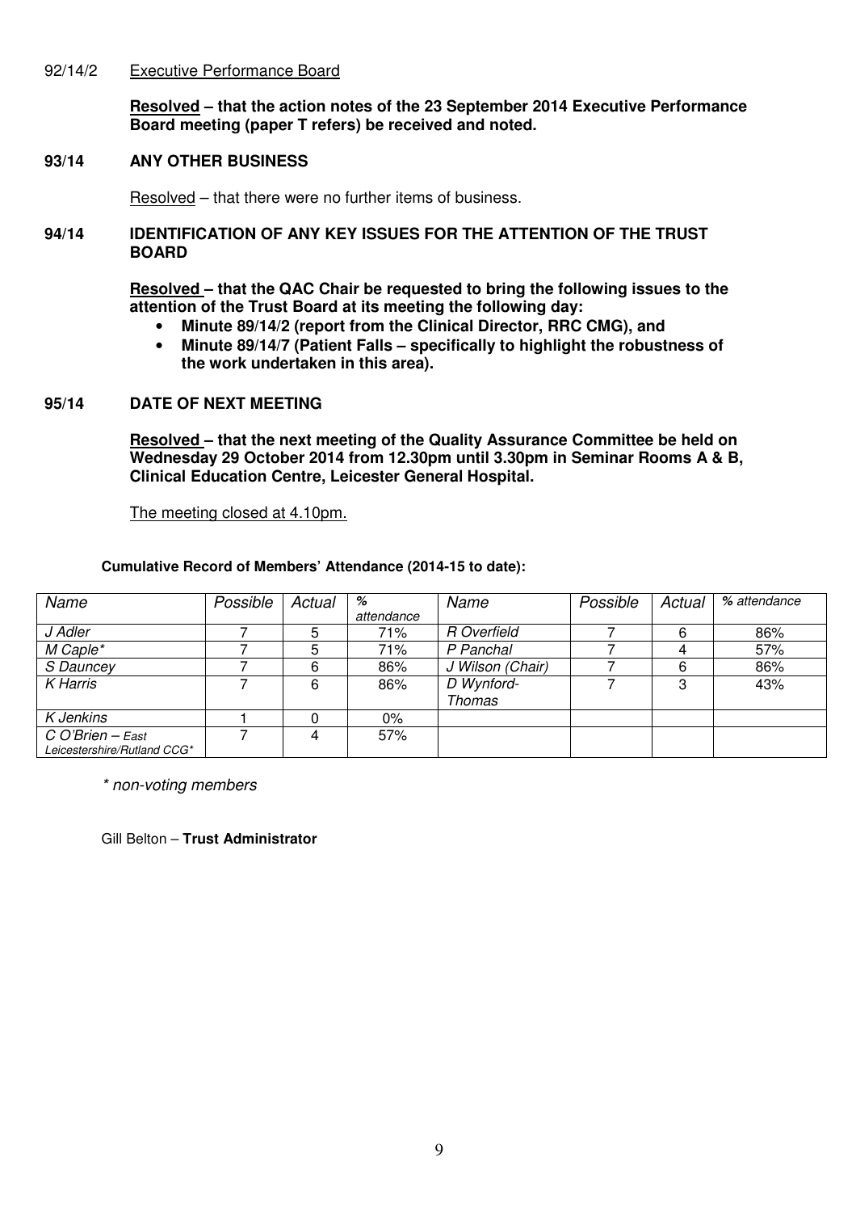92/14/2 Executive Performance Board

**Resolved – that the action notes of the 23 September 2014 Executive Performance Board meeting (paper T refers) be received and noted.**

**93/14 ANY OTHER BUSINESS**

Resolved – that there were no further items of business.

**94/14 IDENTIFICATION OF ANY KEY ISSUES FOR THE ATTENTION OF THE TRUST BOARD**

**Resolved – that the QAC Chair be requested to bring the following issues to the attention of the Trust Board at its meeting the following day:**

- **Minute 89/14/2 (report from the Clinical Director, RRC CMG), and**
- **Minute 89/14/7 (Patient Falls – specifically to highlight the robustness of the work undertaken in this area).**

**95/14 DATE OF NEXT MEETING**

**Resolved – that the next meeting of the Quality Assurance Committee be held on Wednesday 29 October 2014 from 12.30pm until 3.30pm in Seminar Rooms A & B, Clinical Education Centre, Leicester General Hospital.**

The meeting closed at 4.10pm.

**Cumulative Record of Members' Attendance (2014-15 to date):**

| *Name* | *Possible* | *Actual* | *% attendance* | *Name* | *Possible* | *Actual* | *% attendance* |
|---|---|---|---|---|---|---|---|
| *J Adler* | 7 | 5 | 71% | *R Overfield* | 7 | 6 | 86% |
| *M Caple\** | 7 | 5 | 71% | *P Panchal* | 7 | 4 | 57% |
| *S Dauncey* | 7 | 6 | 86% | *J Wilson (Chair)* | 7 | 6 | 86% |
| *K Harris* | 7 | 6 | 86% | *D Wynford-Thomas* | 7 | 3 | 43% |
| *K Jenkins* | 1 | 0 | 0% | | | | |
| *C O'Brien – East Leicestershire/Rutland CCG\** | 7 | 4 | 57% | | | | |

*\* non-voting members*

Gill Belton – **Trust Administrator**